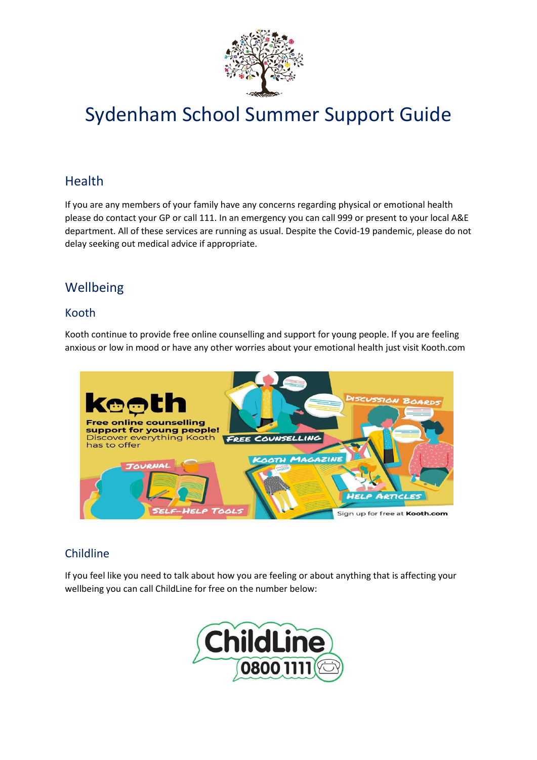# Sydenham School Summer Support Guide

## Health

If you are any members of your family have any concerns regarding physical or emotional health please do contact your GP or call 111. In an emergency you can call 999 or present to your local A&E department. All of these services are running as usual. Despite the Covid-19 pandemic, please do not delay seeking out medical advice if appropriate.

## Wellbeing

### Kooth

Kooth continue to provide free online counselling and support for young people. If you are feeling anxious or low in mood or have any other worries about your emotional health just visit Kooth.com

### Childline

If you feel like you need to talk about how you are feeling or about anything that is affecting your wellbeing you can call ChildLine for free on the number below:

ChildLine 0800 1111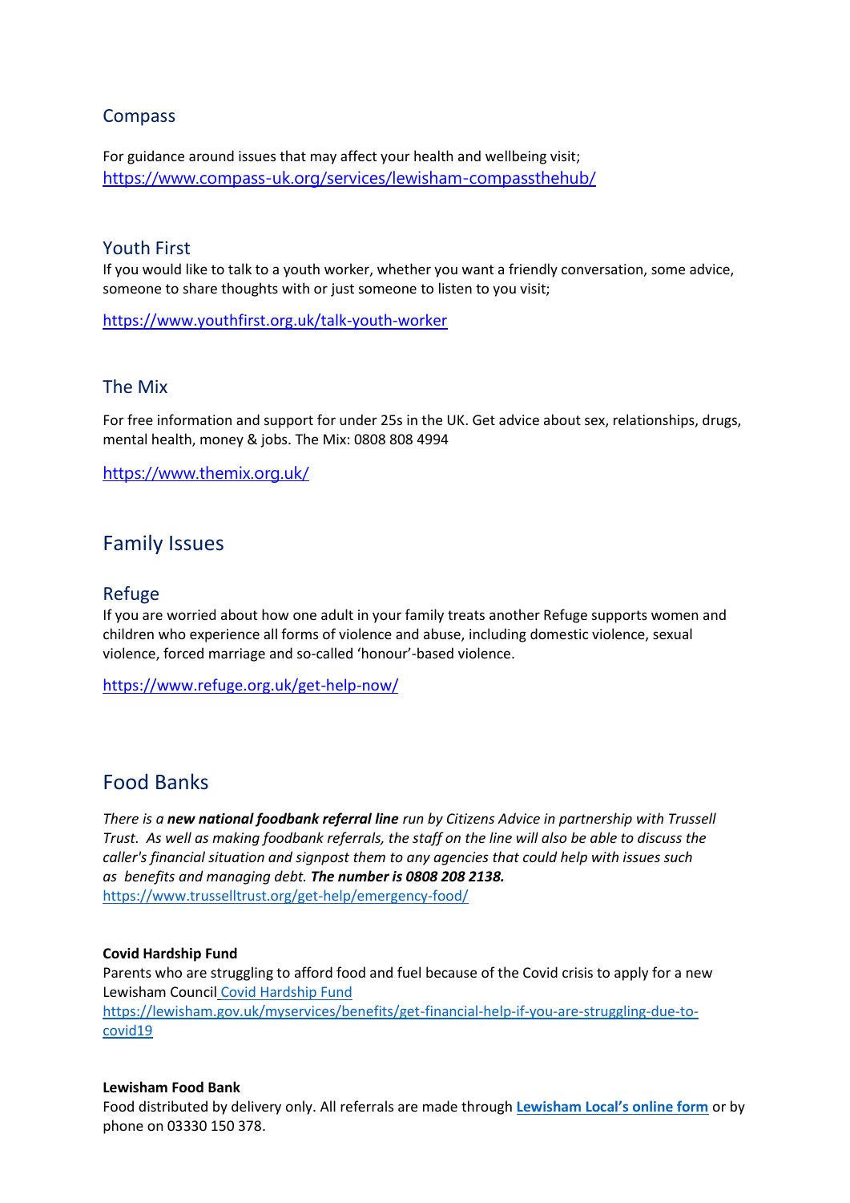### Compass

For guidance around issues that may affect your health and wellbeing visit;
https://www.compass-uk.org/services/lewisham-compassthehub/

### Youth First

If you would like to talk to a youth worker, whether you want a friendly conversation, some advice, someone to share thoughts with or just someone to listen to you visit;

https://www.youthfirst.org.uk/talk-youth-worker

### The Mix

For free information and support for under 25s in the UK. Get advice about sex, relationships, drugs, mental health, money & jobs. The Mix: 0808 808 4994

https://www.themix.org.uk/

## Family Issues

### Refuge

If you are worried about how one adult in your family treats another Refuge supports women and children who experience all forms of violence and abuse, including domestic violence, sexual violence, forced marriage and so-called 'honour'-based violence.

https://www.refuge.org.uk/get-help-now/

## Food Banks

*There is a **new national foodbank referral line** run by Citizens Advice in partnership with Trussell Trust. As well as making foodbank referrals, the staff on the line will also be able to discuss the caller's financial situation and signpost them to any agencies that could help with issues such as benefits and managing debt. **The number is 0808 208 2138.***
https://www.trusselltrust.org/get-help/emergency-food/

**Covid Hardship Fund**
Parents who are struggling to afford food and fuel because of the Covid crisis to apply for a new Lewisham Council Covid Hardship Fund
https://lewisham.gov.uk/myservices/benefits/get-financial-help-if-you-are-struggling-due-to-covid19

**Lewisham Food Bank**
Food distributed by delivery only. All referrals are made through **Lewisham Local's online form** or by phone on 03330 150 378.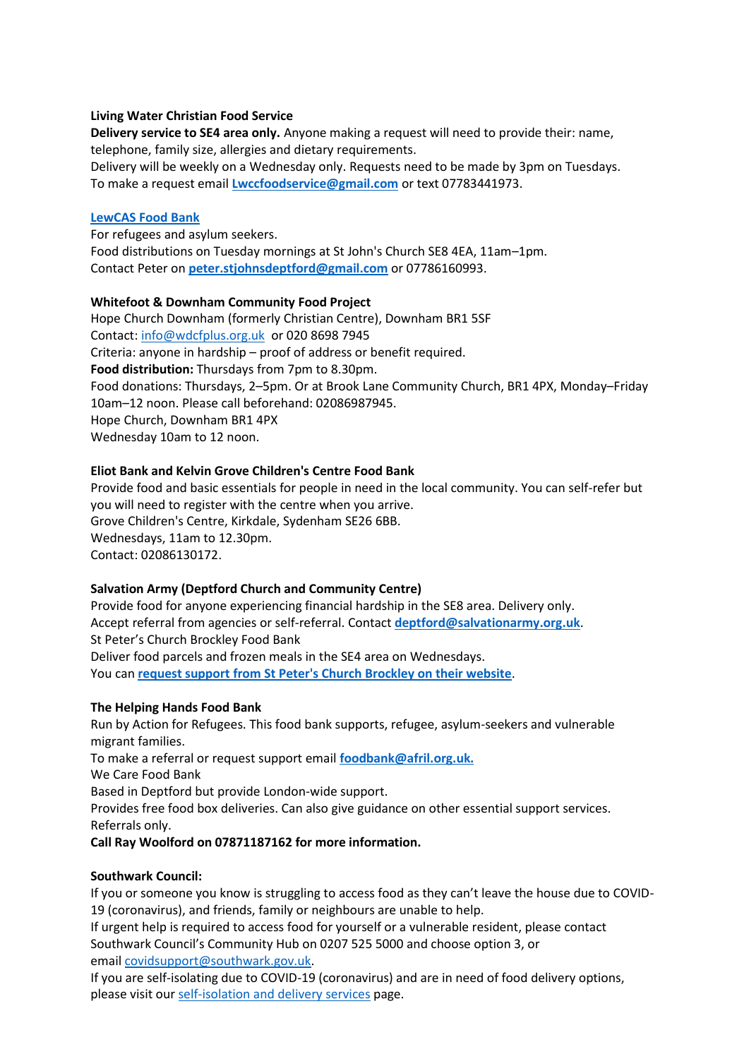**Living Water Christian Food Service**

**Delivery service to SE4 area only.** Anyone making a request will need to provide their: name, telephone, family size, allergies and dietary requirements.

Delivery will be weekly on a Wednesday only. Requests need to be made by 3pm on Tuesdays.

To make a request email **Lwccfoodservice@gmail.com** or text 07783441973.

**LewCAS Food Bank**

For refugees and asylum seekers.

Food distributions on Tuesday mornings at St John's Church SE8 4EA, 11am–1pm.

Contact Peter on **peter.stjohnsdeptford@gmail.com** or 07786160993.

**Whitefoot & Downham Community Food Project**

Hope Church Downham (formerly Christian Centre), Downham BR1 5SF

Contact: info@wdcfplus.org.uk or 020 8698 7945

Criteria: anyone in hardship – proof of address or benefit required.

**Food distribution:** Thursdays from 7pm to 8.30pm.

Food donations: Thursdays, 2–5pm. Or at Brook Lane Community Church, BR1 4PX, Monday–Friday 10am–12 noon. Please call beforehand: 02086987945.

Hope Church, Downham BR1 4PX

Wednesday 10am to 12 noon.

**Eliot Bank and Kelvin Grove Children's Centre Food Bank**

Provide food and basic essentials for people in need in the local community. You can self-refer but you will need to register with the centre when you arrive.

Grove Children's Centre, Kirkdale, Sydenham SE26 6BB.

Wednesdays, 11am to 12.30pm.

Contact: 02086130172.

**Salvation Army (Deptford Church and Community Centre)**

Provide food for anyone experiencing financial hardship in the SE8 area. Delivery only.

Accept referral from agencies or self-referral. Contact **deptford@salvationarmy.org.uk**.

St Peter's Church Brockley Food Bank

Deliver food parcels and frozen meals in the SE4 area on Wednesdays.

You can **request support from St Peter's Church Brockley on their website**.

**The Helping Hands Food Bank**

Run by Action for Refugees. This food bank supports, refugee, asylum-seekers and vulnerable migrant families.

To make a referral or request support email **foodbank@afril.org.uk.**

We Care Food Bank

Based in Deptford but provide London-wide support.

Provides free food box deliveries. Can also give guidance on other essential support services.

Referrals only.

**Call Ray Woolford on 07871187162 for more information.**

**Southwark Council:**

If you or someone you know is struggling to access food as they can't leave the house due to COVID-19 (coronavirus), and friends, family or neighbours are unable to help.

If urgent help is required to access food for yourself or a vulnerable resident, please contact Southwark Council's Community Hub on 0207 525 5000 and choose option 3, or email covidsupport@southwark.gov.uk.

If you are self-isolating due to COVID-19 (coronavirus) and are in need of food delivery options, please visit our self-isolation and delivery services page.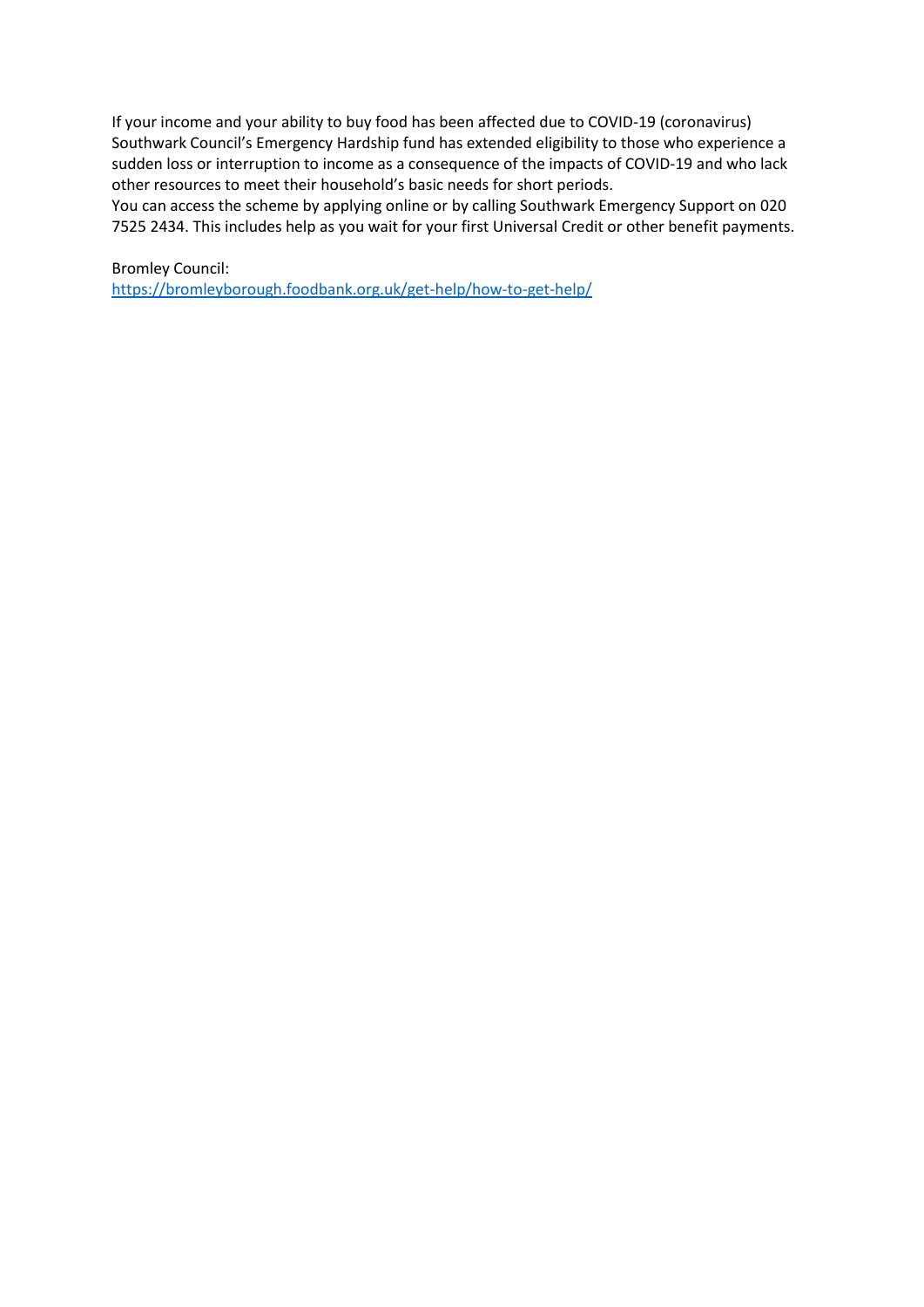If your income and your ability to buy food has been affected due to COVID-19 (coronavirus) Southwark Council's Emergency Hardship fund has extended eligibility to those who experience a sudden loss or interruption to income as a consequence of the impacts of COVID-19 and who lack other resources to meet their household's basic needs for short periods.
You can access the scheme by applying online or by calling Southwark Emergency Support on 020 7525 2434. This includes help as you wait for your first Universal Credit or other benefit payments.

Bromley Council:
https://bromleyborough.foodbank.org.uk/get-help/how-to-get-help/